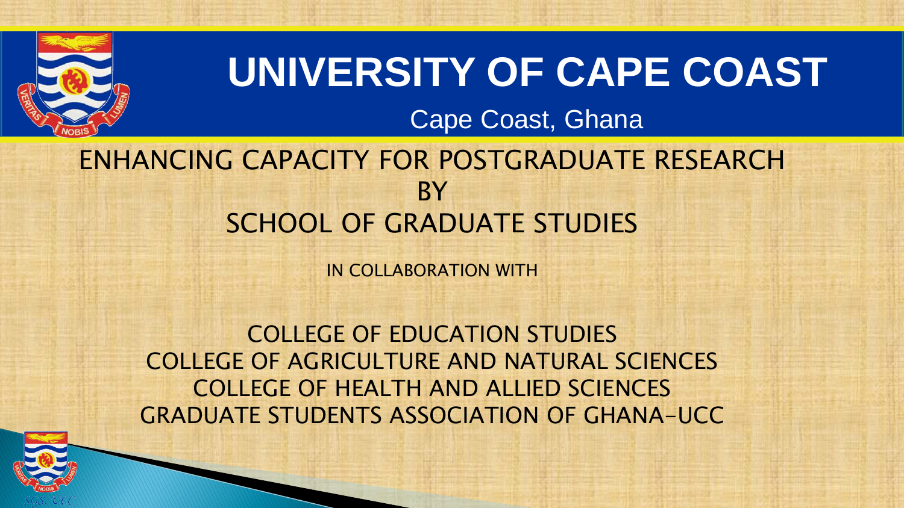# UNIVERSITY OF CAPE COAST

Cape Coast, Ghana

## ENHANCING CAPACITY FOR POSTGRADUATE RESEARCH BY SCHOOL OF GRADUATE STUDIES

IN COLLABORATION WITH

COLLEGE OF EDUCATION STUDIES
COLLEGE OF AGRICULTURE AND NATURAL SCIENCES
COLLEGE OF HEALTH AND ALLIED SCIENCES
GRADUATE STUDENTS ASSOCIATION OF GHANA-UCC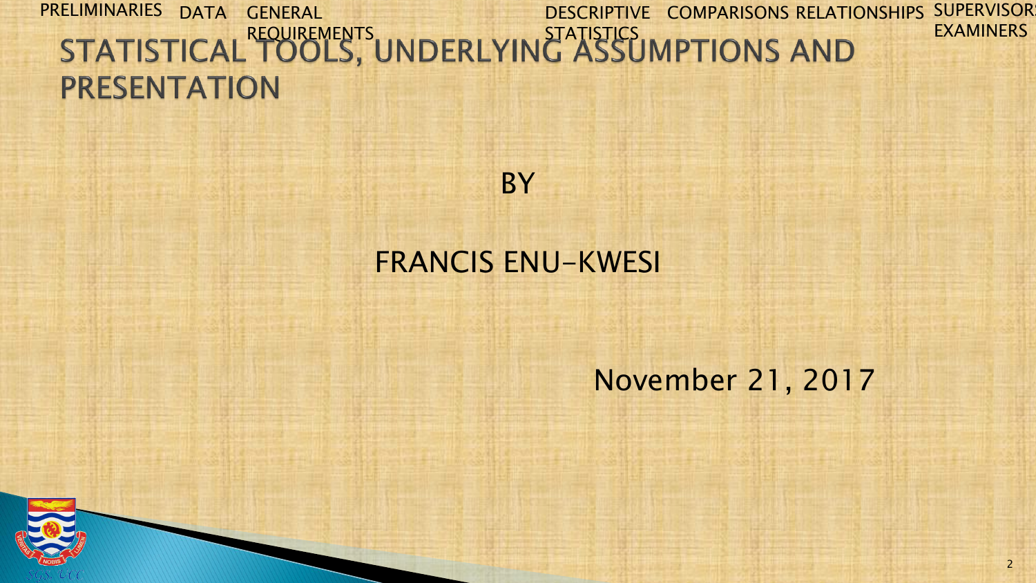# STATISTICAL TOOLS, UNDERLYING ASSUMPTIONS AND PRESENTATION

BY

FRANCIS ENU-KWESI

November 21, 2017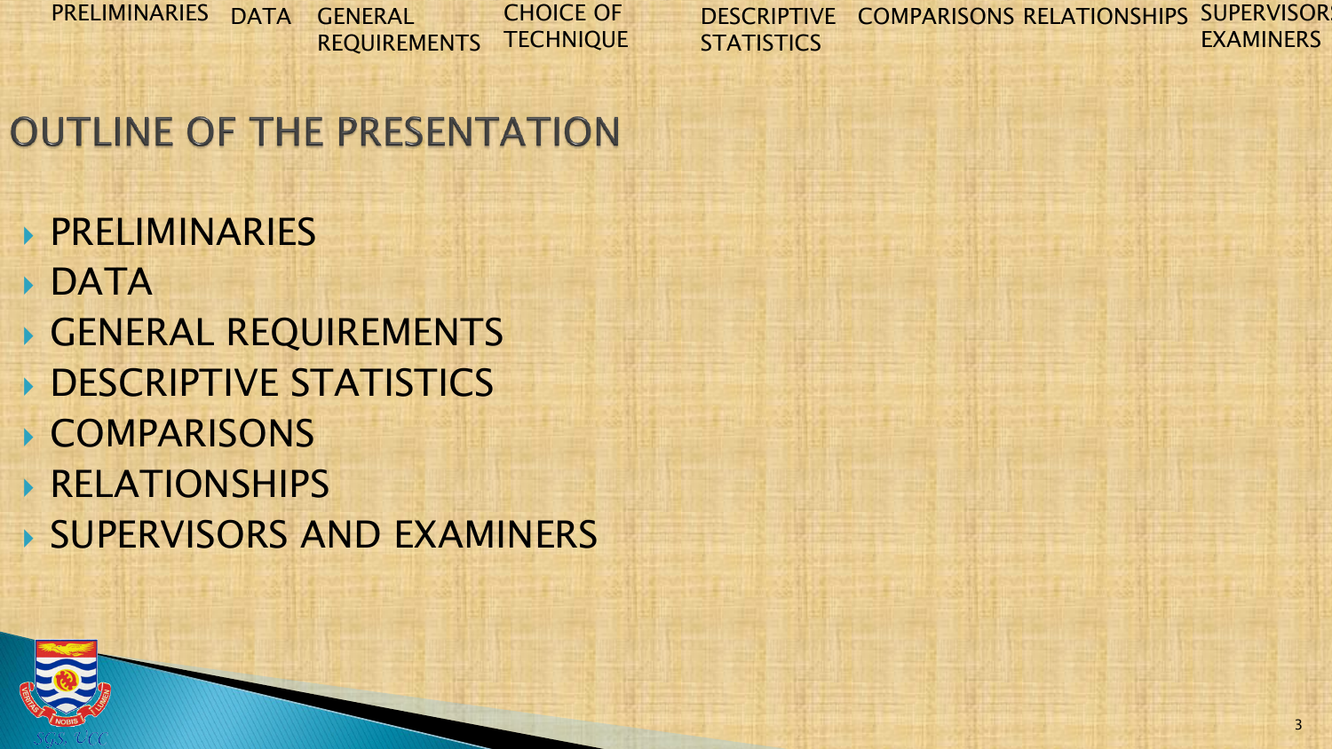# OUTLINE OF THE PRESENTATION

- PRELIMINARIES
- DATA
- GENERAL REQUIREMENTS
- DESCRIPTIVE STATISTICS
- COMPARISONS
- RELATIONSHIPS
- SUPERVISORS AND EXAMINERS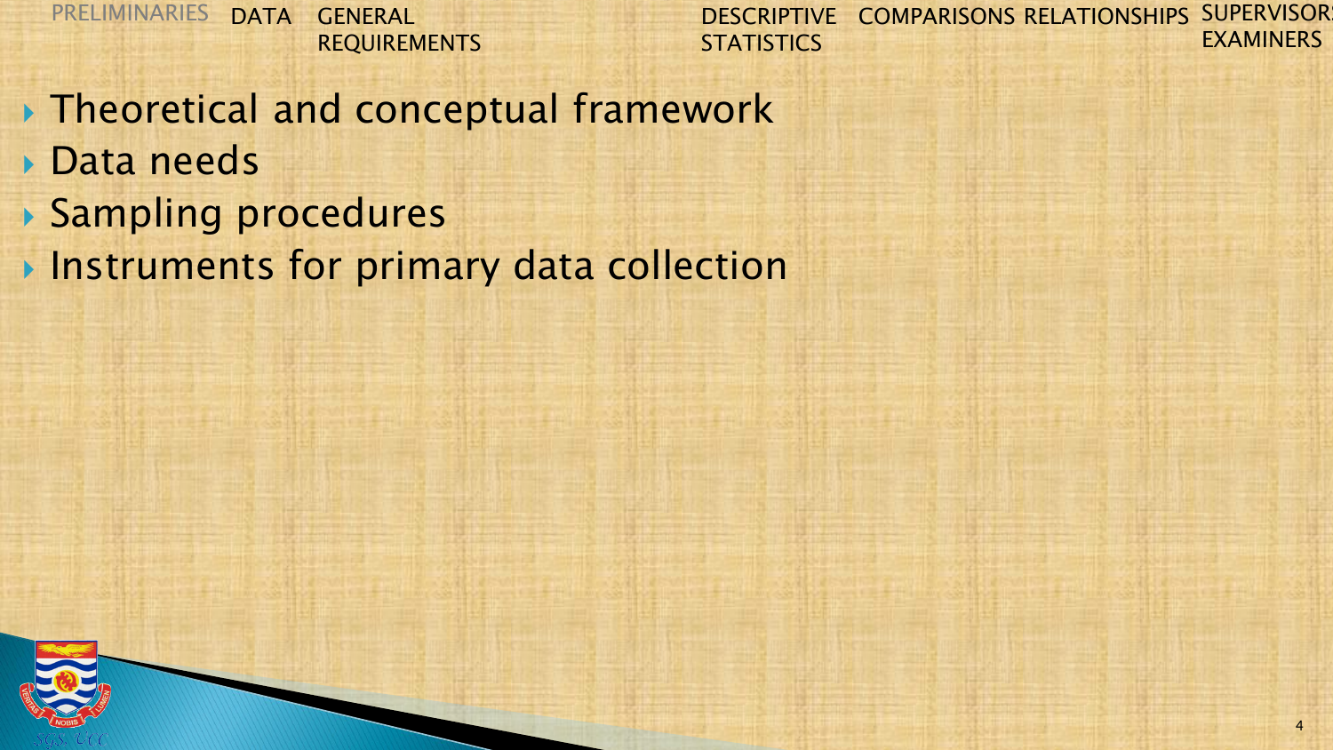- Theoretical and conceptual framework
- Data needs
- Sampling procedures
- Instruments for primary data collection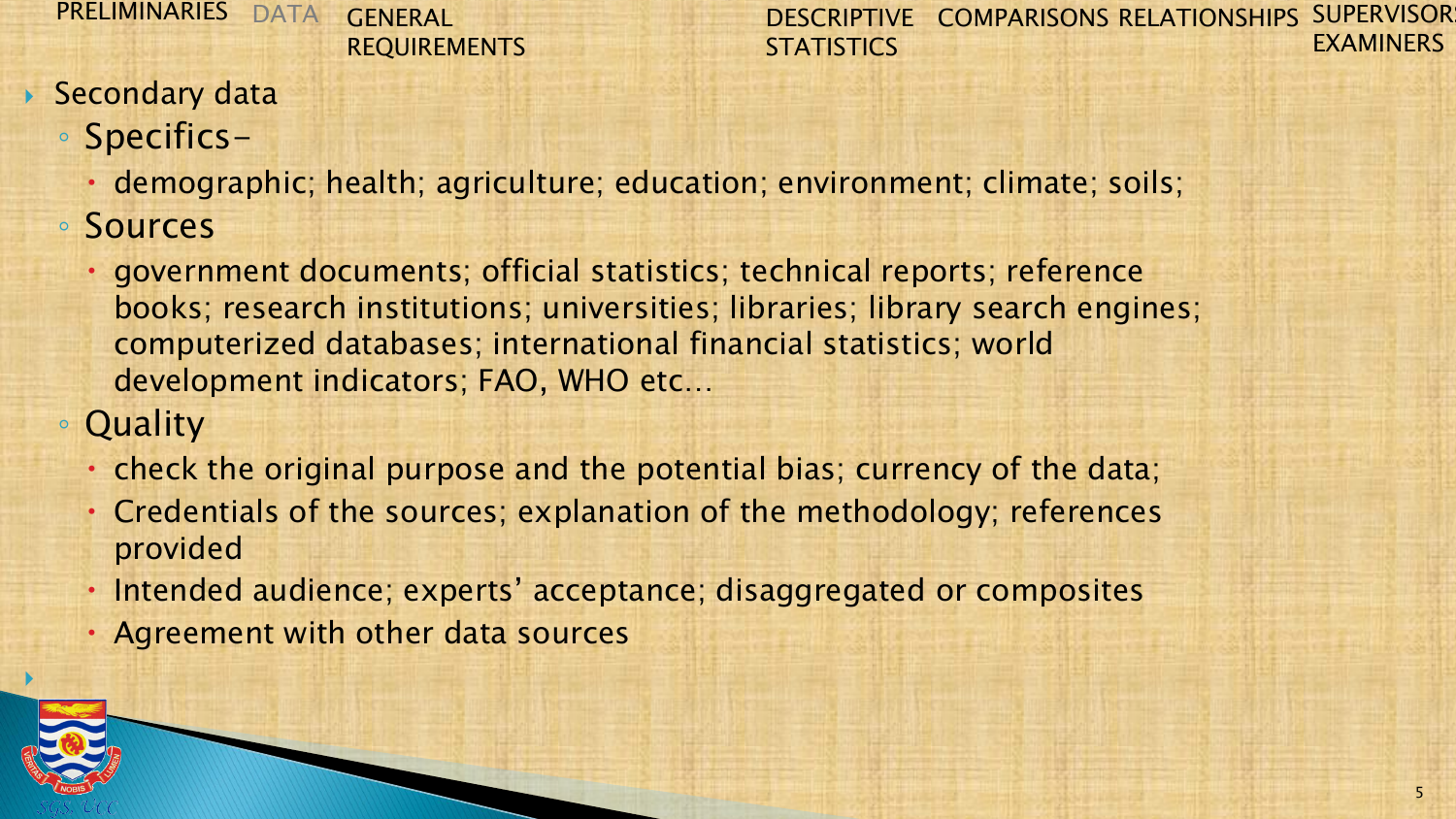- Secondary data
  - Specifics–
    - demographic; health; agriculture; education; environment; climate; soils;
  - Sources
    - government documents; official statistics; technical reports; reference books; research institutions; universities; libraries; library search engines; computerized databases; international financial statistics; world development indicators; FAO, WHO etc…
  - Quality
    - check the original purpose and the potential bias; currency of the data;
    - Credentials of the sources; explanation of the methodology; references provided
    - Intended audience; experts' acceptance; disaggregated or composites
    - Agreement with other data sources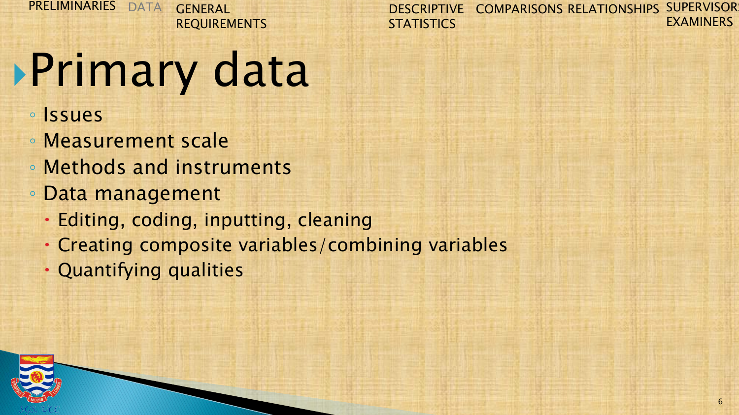# Primary data

- Issues
- Measurement scale
- Methods and instruments
- Data management
  - Editing, coding, inputting, cleaning
  - Creating composite variables/combining variables
  - Quantifying qualities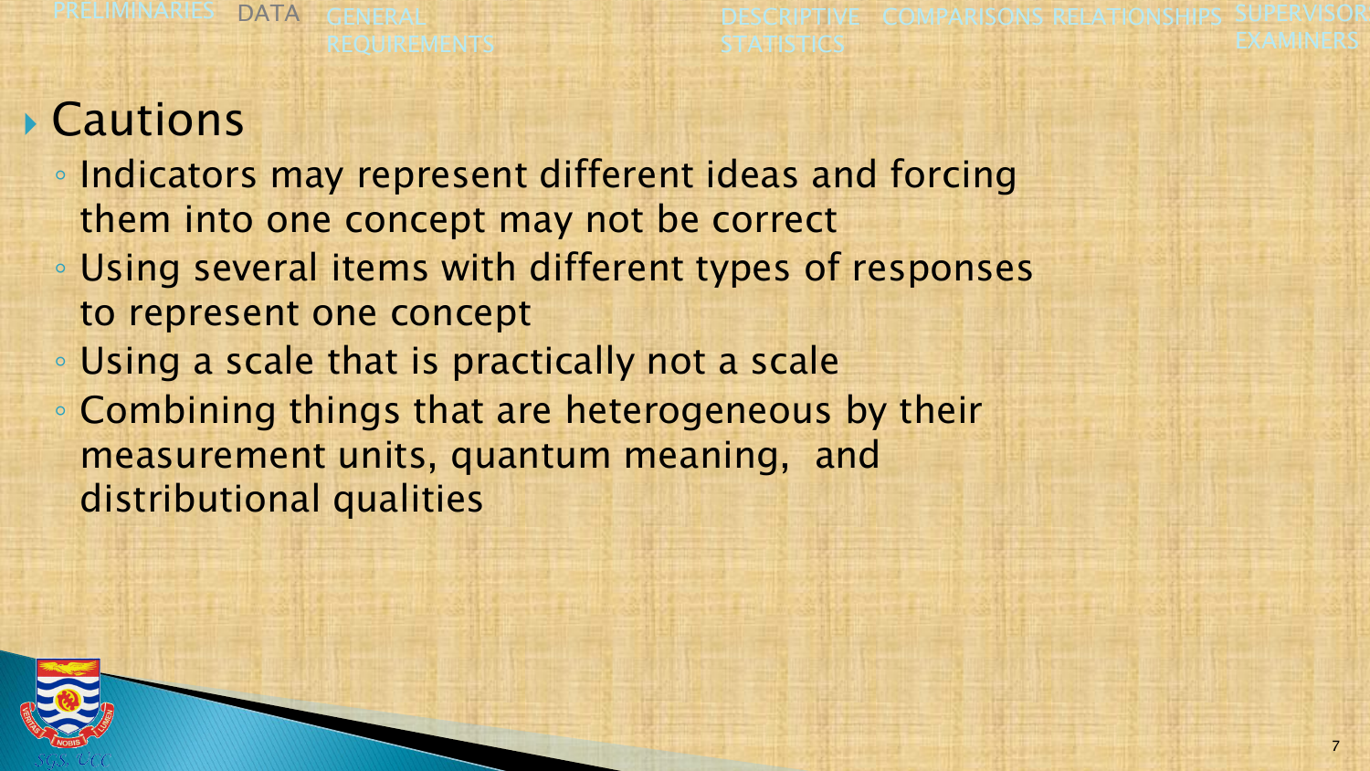## Cautions

- Indicators may represent different ideas and forcing them into one concept may not be correct
- Using several items with different types of responses to represent one concept
- Using a scale that is practically not a scale
- Combining things that are heterogeneous by their measurement units, quantum meaning, and distributional qualities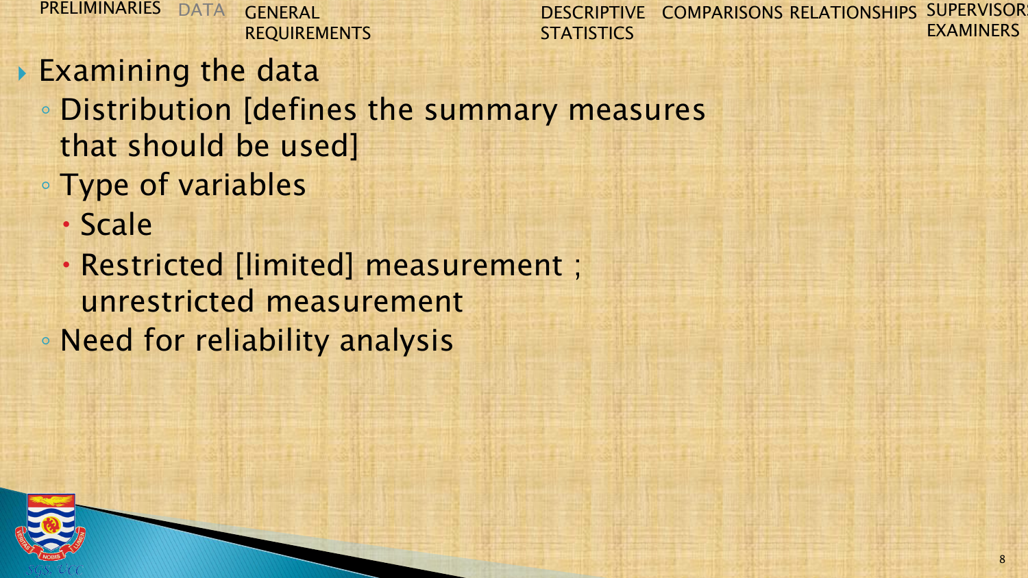- Examining the data
  - Distribution [defines the summary measures that should be used]
  - Type of variables
    - Scale
    - Restricted [limited] measurement ; unrestricted measurement
  - Need for reliability analysis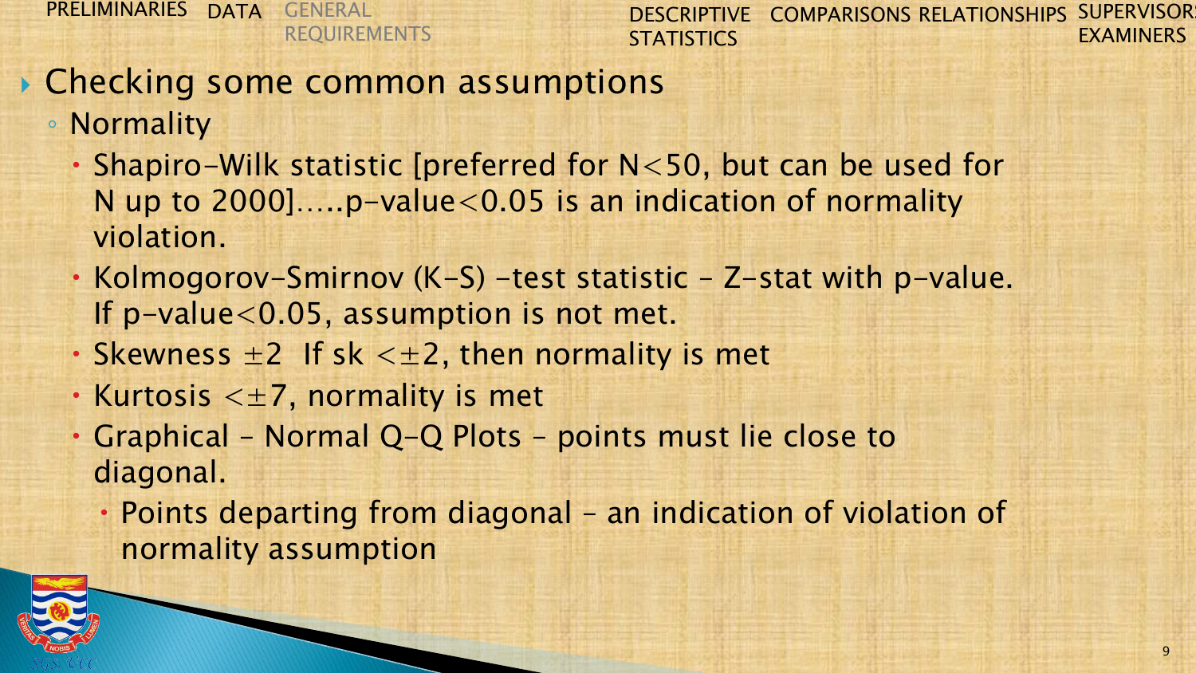## Checking some common assumptions

- Normality
  - Shapiro-Wilk statistic [preferred for N<50, but can be used for N up to 2000].....p-value<0.05 is an indication of normality violation.
  - Kolmogorov-Smirnov (K-S) -test statistic – Z-stat with p-value. If p-value<0.05, assumption is not met.
  - Skewness ±2 If sk <±2, then normality is met
  - Kurtosis <±7, normality is met
  - Graphical – Normal Q-Q Plots – points must lie close to diagonal.
    - Points departing from diagonal – an indication of violation of normality assumption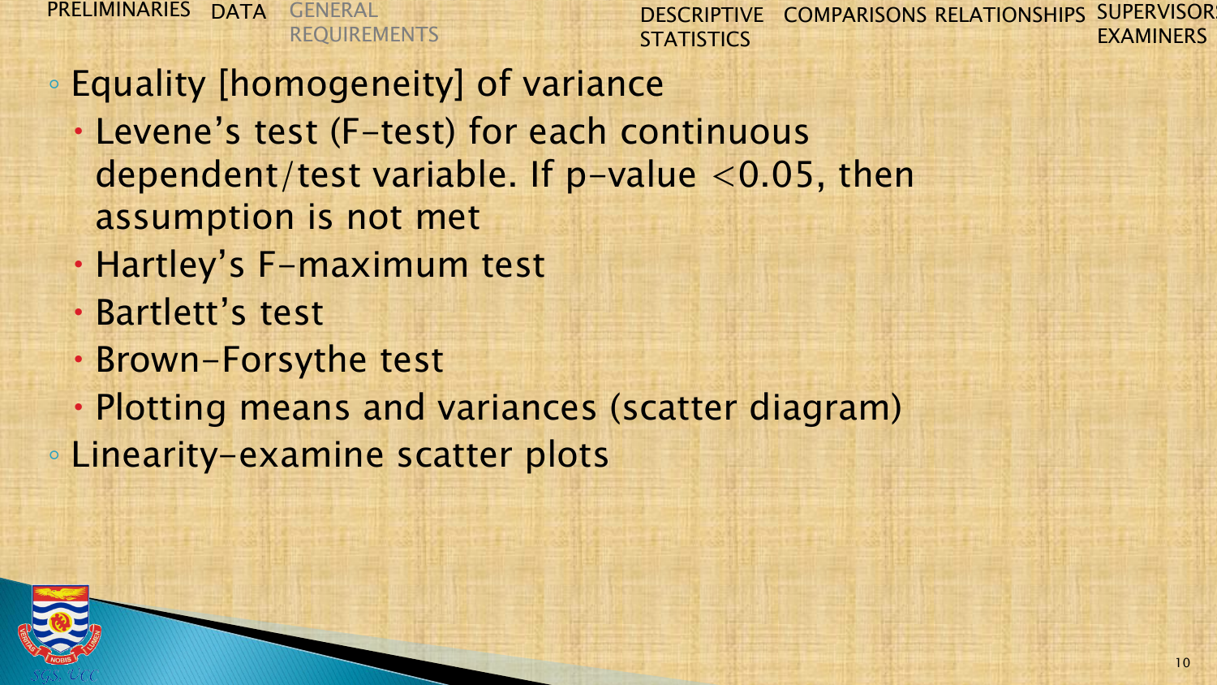- Equality [homogeneity] of variance
  - Levene's test (F-test) for each continuous dependent/test variable. If p-value $<0.05$, then assumption is not met
  - Hartley's F-maximum test
  - Bartlett's test
  - Brown-Forsythe test
  - Plotting means and variances (scatter diagram)
- Linearity-examine scatter plots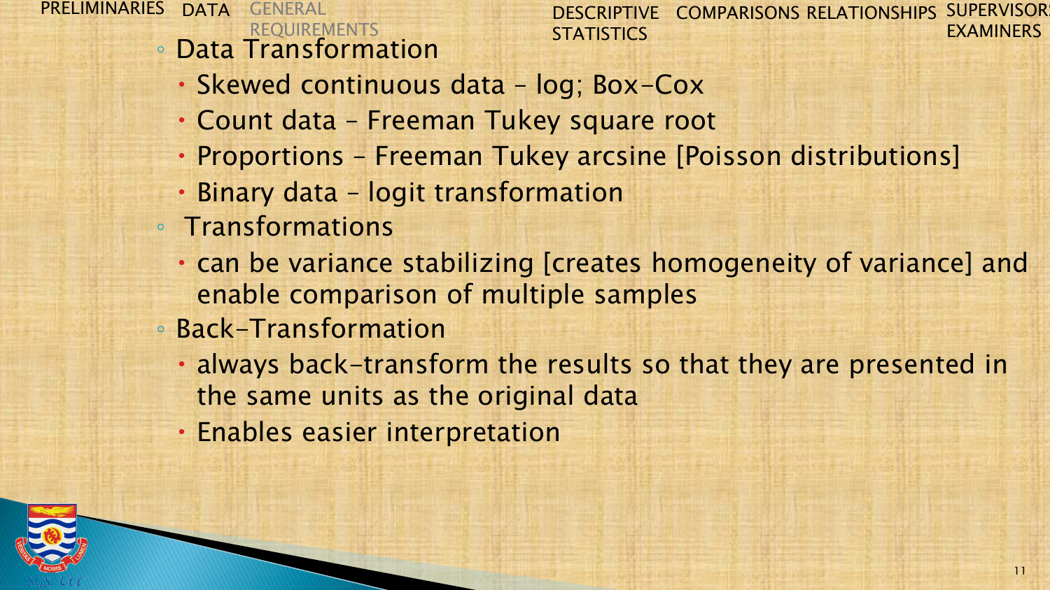- Data Transformation
  - Skewed continuous data – log; Box-Cox
  - Count data – Freeman Tukey square root
  - Proportions – Freeman Tukey arcsine [Poisson distributions]
  - Binary data – logit transformation
- Transformations
  - can be variance stabilizing [creates homogeneity of variance] and enable comparison of multiple samples
- Back-Transformation
  - always back-transform the results so that they are presented in the same units as the original data
  - Enables easier interpretation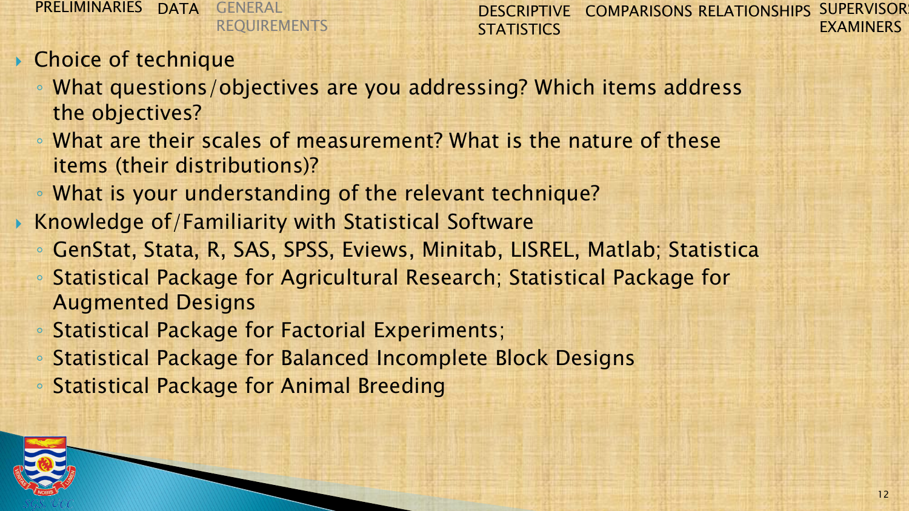- Choice of technique
  - What questions/objectives are you addressing? Which items address the objectives?
  - What are their scales of measurement? What is the nature of these items (their distributions)?
  - What is your understanding of the relevant technique?
- Knowledge of/Familiarity with Statistical Software
  - GenStat, Stata, R, SAS, SPSS, Eviews, Minitab, LISREL, Matlab; Statistica
  - Statistical Package for Agricultural Research; Statistical Package for Augmented Designs
  - Statistical Package for Factorial Experiments;
  - Statistical Package for Balanced Incomplete Block Designs
  - Statistical Package for Animal Breeding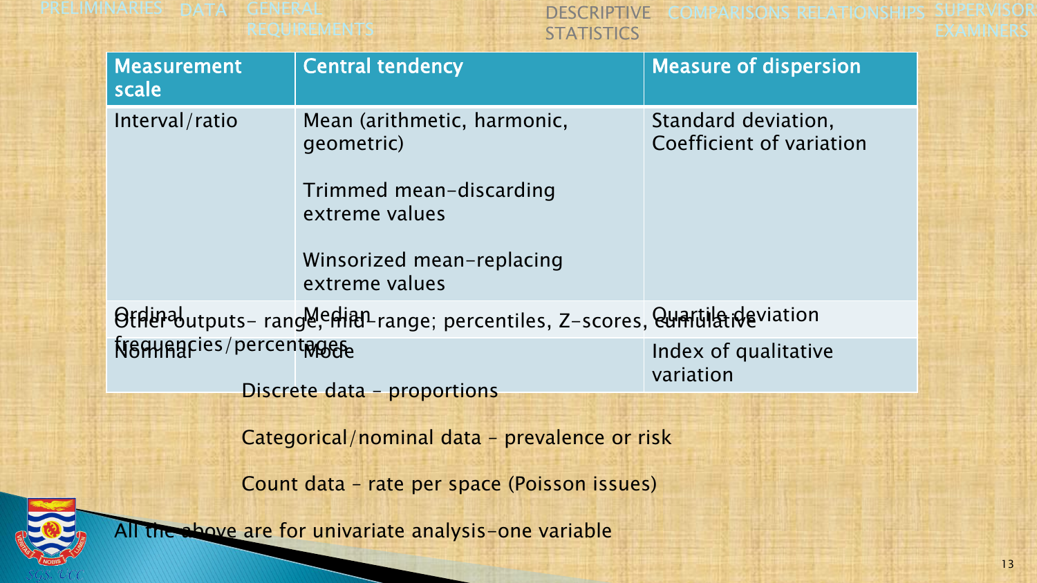| Measurement scale | Central tendency | Measure of dispersion |
|---|---|---|
| Interval/ratio | Mean (arithmetic, harmonic, geometric)<br><br>Trimmed mean-discarding extreme values<br><br>Winsorized mean-replacing extreme values | Standard deviation, Coefficient of variation |
| Ordinal | Median | Quartile deviation |
| Nominal | Mode | Index of qualitative variation |

Other outputs- range, mid-range; percentiles, Z-scores, cumulative frequencies/percentages

Discrete data – proportions

Categorical/nominal data – prevalence or risk

Count data – rate per space (Poisson issues)

All the above are for univariate analysis-one variable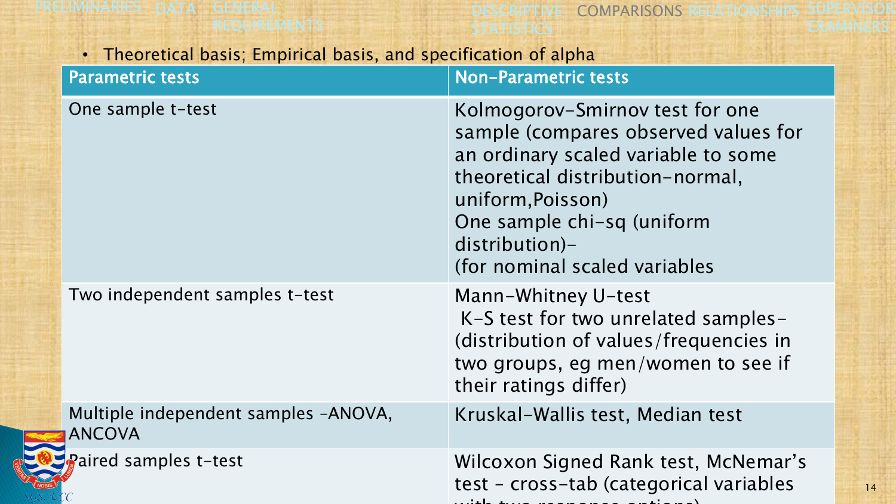- Theoretical basis; Empirical basis, and specification of alpha

| Parametric tests | Non-Parametric tests |
| --- | --- |
| One sample t-test | Kolmogorov-Smirnov test for one sample (compares observed values for an ordinary scaled variable to some theoretical distribution-normal, uniform,Poisson)<br>One sample chi-sq (uniform distribution)-<br>(for nominal scaled variables |
| Two independent samples t-test | Mann-Whitney U-test<br>K-S test for two unrelated samples-(distribution of values/frequencies in two groups, eg men/women to see if their ratings differ) |
| Multiple independent samples -ANOVA, ANCOVA | Kruskal-Wallis test, Median test |
| Paired samples t-test | Wilcoxon Signed Rank test, McNemar's test - cross-tab (categorical variables with two response options) |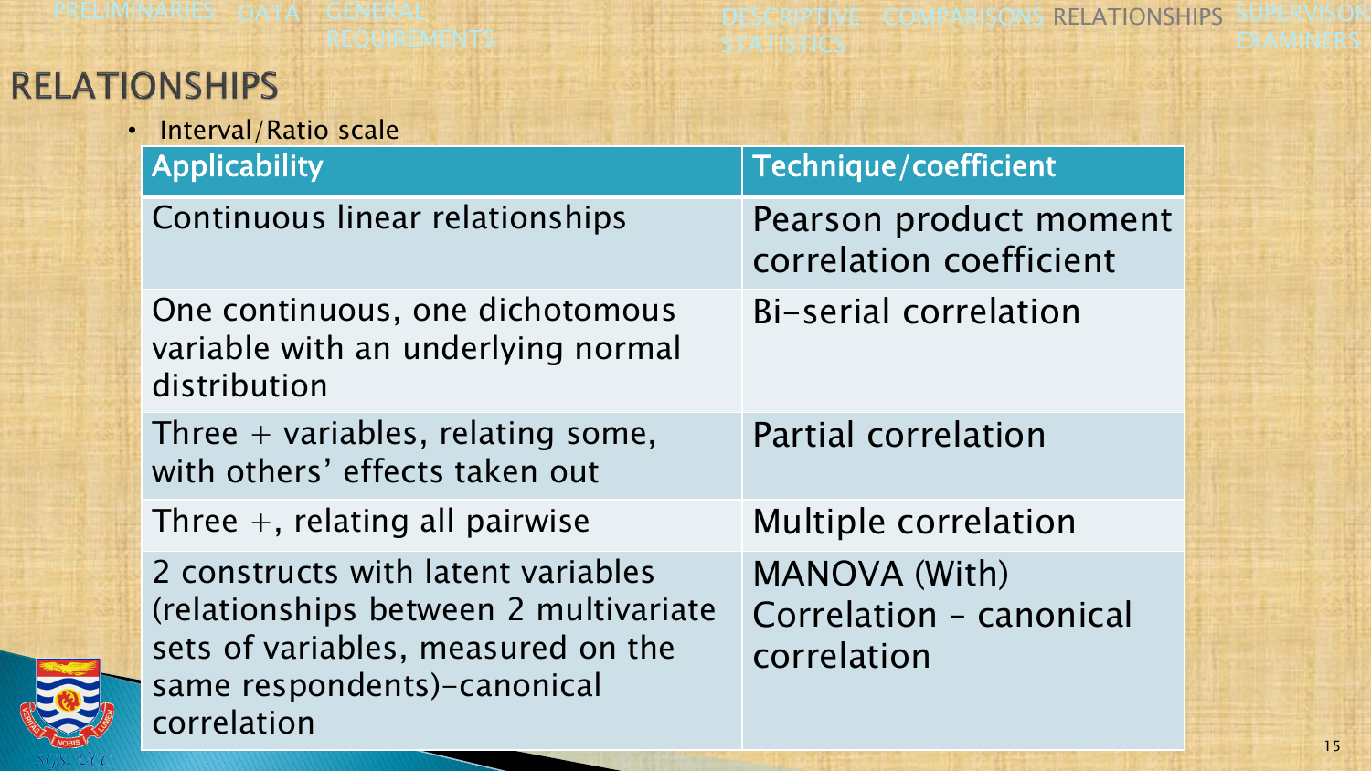# RELATIONSHIPS

- Interval/Ratio scale

| Applicability | Technique/coefficient |
| --- | --- |
| Continuous linear relationships | Pearson product moment correlation coefficient |
| One continuous, one dichotomous variable with an underlying normal distribution | Bi-serial correlation |
| Three + variables, relating some, with others' effects taken out | Partial correlation |
| Three +, relating all pairwise | Multiple correlation |
| 2 constructs with latent variables (relationships between 2 multivariate sets of variables, measured on the same respondents)-canonical correlation | MANOVA (With) Correlation – canonical correlation |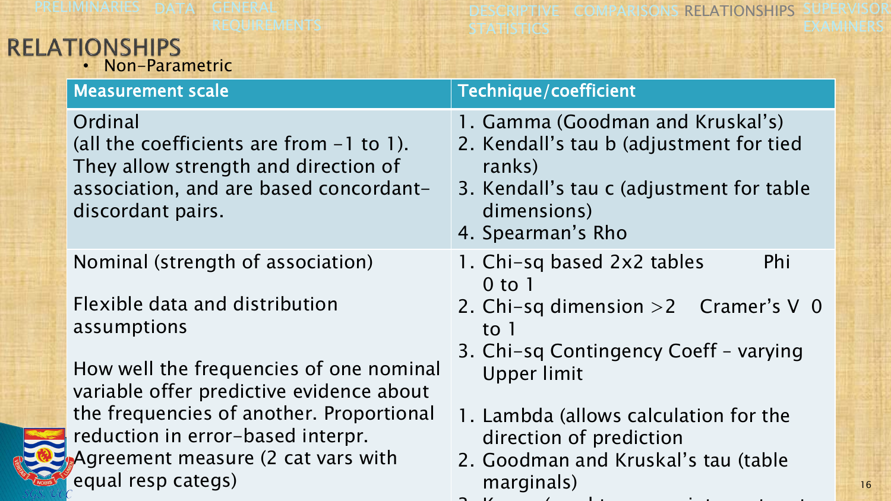# RELATIONSHIPS

- Non-Parametric

| Measurement scale | Technique/coefficient |
| --- | --- |
| Ordinal (all the coefficients are from -1 to 1). They allow strength and direction of association, and are based concordant-discordant pairs. | 1. Gamma (Goodman and Kruskal's)<br>2. Kendall's tau b (adjustment for tied ranks)<br>3. Kendall's tau c (adjustment for table dimensions)<br>4. Spearman's Rho |
| Nominal (strength of association)<br><br>Flexible data and distribution assumptions<br><br>How well the frequencies of one nominal variable offer predictive evidence about the frequencies of another. Proportional reduction in error-based interpr.<br>Agreement measure (2 cat vars with equal resp categs) | 1. Chi-sq based 2x2 tables Phi 0 to 1<br>2. Chi-sq dimension >2 Cramer's V 0 to 1<br>3. Chi-sq Contingency Coeff – varying Upper limit<br><br>1. Lambda (allows calculation for the direction of prediction<br>2. Goodman and Kruskal's tau (table marginals) |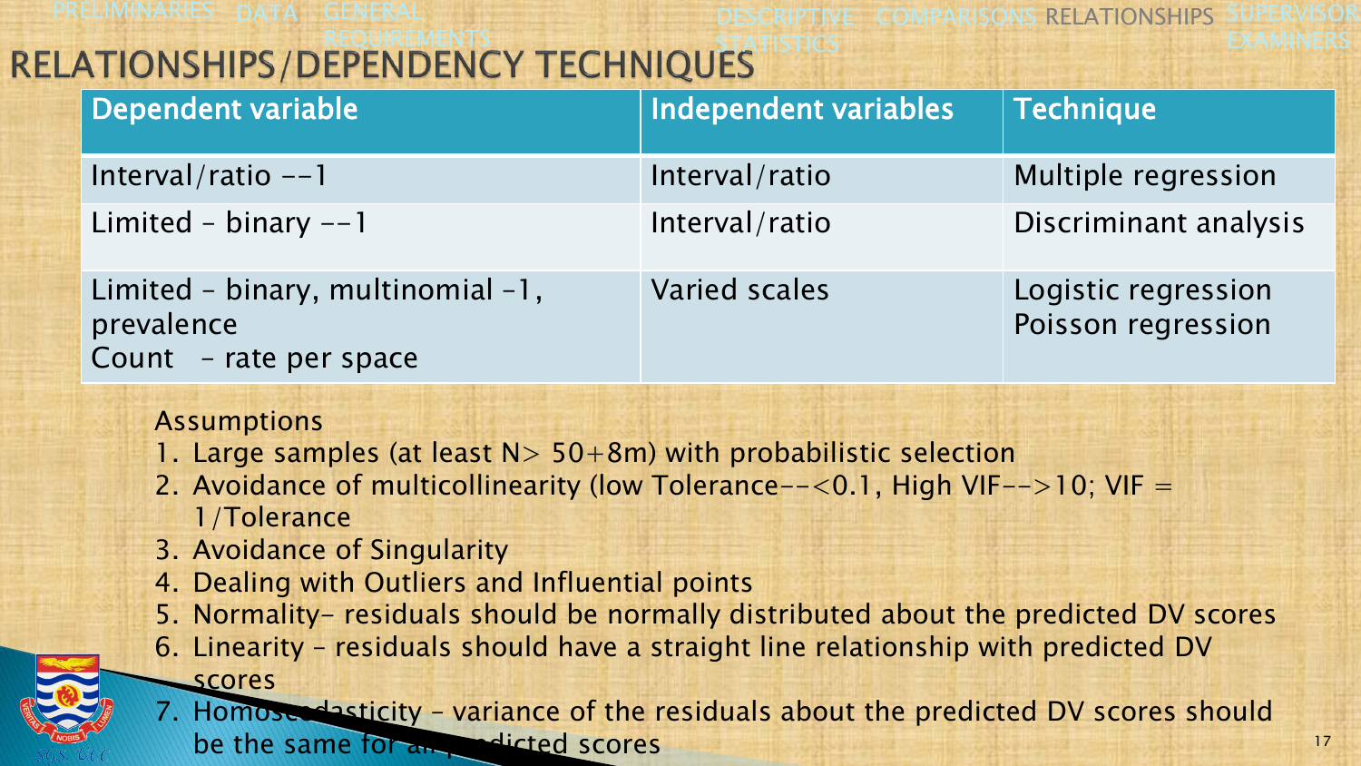# RELATIONSHIPS/DEPENDENCY TECHNIQUES

| Dependent variable | Independent variables | Technique |
|---|---|---|
| Interval/ratio --1 | Interval/ratio | Multiple regression |
| Limited – binary --1 | Interval/ratio | Discriminant analysis |
| Limited – binary, multinomial -1, prevalence<br>Count – rate per space | Varied scales | Logistic regression<br>Poisson regression |

Assumptions

1. Large samples (at least N> 50+8m) with probabilistic selection
2. Avoidance of multicollinearity (low Tolerance--<0.1, High VIF-->10; VIF = 1/Tolerance
3. Avoidance of Singularity
4. Dealing with Outliers and Influential points
5. Normality- residuals should be normally distributed about the predicted DV scores
6. Linearity – residuals should have a straight line relationship with predicted DV scores
7. Homoscedasticity – variance of the residuals about the predicted DV scores should be the same for all predicted scores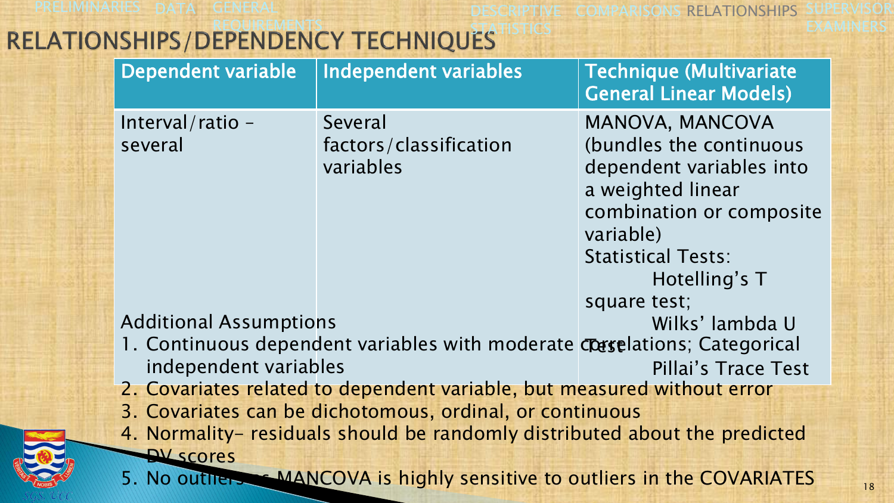# RELATIONSHIPS/DEPENDENCY TECHNIQUES

| Dependent variable | Independent variables | Technique (Multivariate General Linear Models) |
|---|---|---|
| Interval/ratio – several | Several factors/classification variables | MANOVA, MANCOVA (bundles the continuous dependent variables into a weighted linear combination or composite variable)<br>Statistical Tests:<br>Hotelling's T square test;<br>Wilks' lambda U Test<br>Pillai's Trace Test |

Additional Assumptions

1. Continuous dependent variables with moderate correlations; Categorical independent variables
2. Covariates related to dependent variable, but measured without error
3. Covariates can be dichotomous, ordinal, or continuous
4. Normality- residuals should be randomly distributed about the predicted DV scores
5. No outliers – MANCOVA is highly sensitive to outliers in the COVARIATES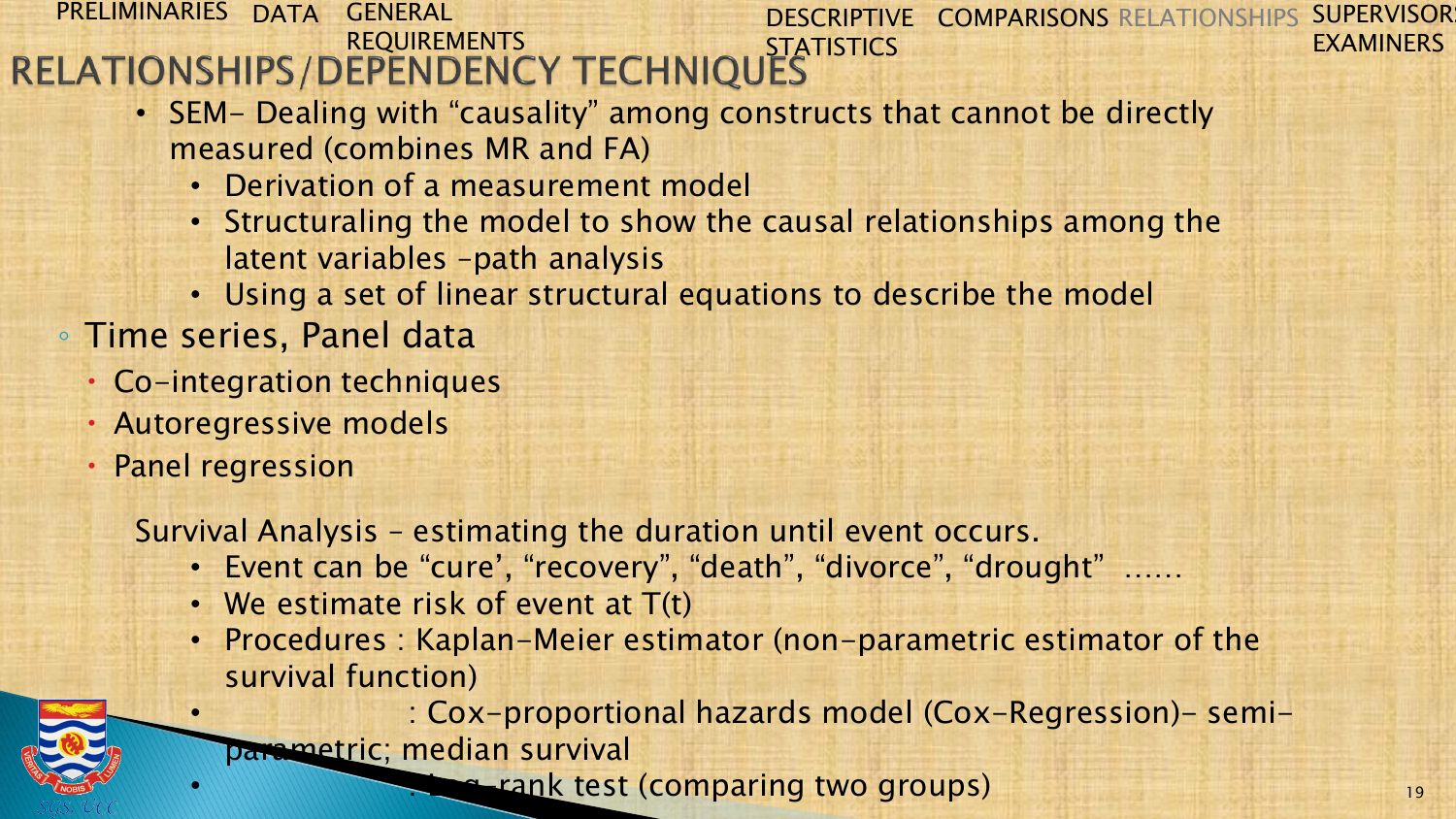# RELATIONSHIPS/DEPENDENCY TECHNIQUES

- SEM- Dealing with "causality" among constructs that cannot be directly measured (combines MR and FA)
  - Derivation of a measurement model
  - Structuraling the model to show the causal relationships among the latent variables –path analysis
  - Using a set of linear structural equations to describe the model

- Time series, Panel data
  - Co-integration techniques
  - Autoregressive models
  - Panel regression

Survival Analysis – estimating the duration until event occurs.

- Event can be "cure', "recovery", "death", "divorce", "drought" ……
- We estimate risk of event at T(t)
- Procedures : Kaplan-Meier estimator (non-parametric estimator of the survival function)
- : Cox-proportional hazards model (Cox-Regression)- semi-parametric; median survival
- : Log-rank test (comparing two groups)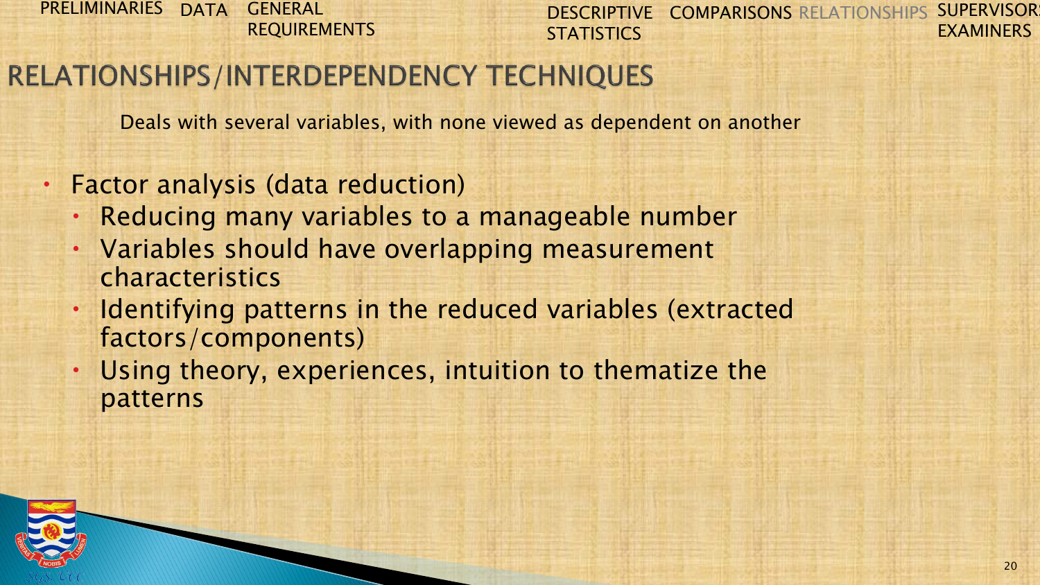# RELATIONSHIPS/INTERDEPENDENCY TECHNIQUES

Deals with several variables, with none viewed as dependent on another

- Factor analysis (data reduction)
  - Reducing many variables to a manageable number
  - Variables should have overlapping measurement characteristics
  - Identifying patterns in the reduced variables (extracted factors/components)
  - Using theory, experiences, intuition to thematize the patterns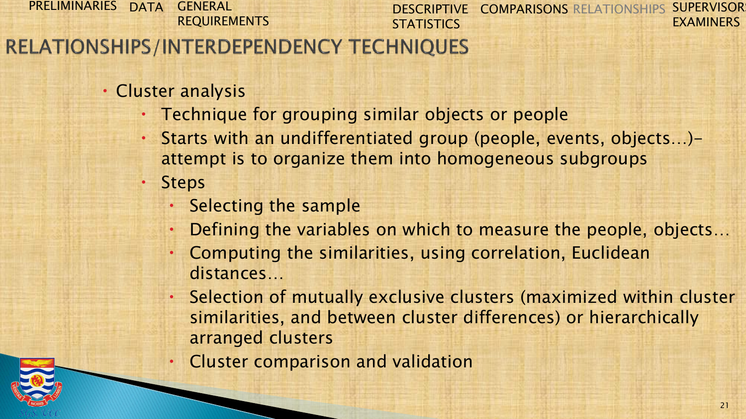# RELATIONSHIPS/INTERDEPENDENCY TECHNIQUES

- Cluster analysis
  - Technique for grouping similar objects or people
  - Starts with an undifferentiated group (people, events, objects…)- attempt is to organize them into homogeneous subgroups
  - Steps
    - Selecting the sample
    - Defining the variables on which to measure the people, objects…
    - Computing the similarities, using correlation, Euclidean distances…
    - Selection of mutually exclusive clusters (maximized within cluster similarities, and between cluster differences) or hierarchically arranged clusters
    - Cluster comparison and validation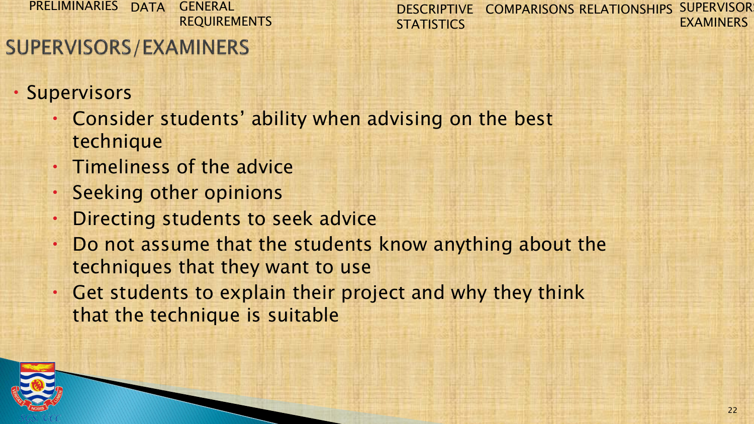## SUPERVISORS/EXAMINERS

- Supervisors
  - Consider students' ability when advising on the best technique
  - Timeliness of the advice
  - Seeking other opinions
  - Directing students to seek advice
  - Do not assume that the students know anything about the techniques that they want to use
  - Get students to explain their project and why they think that the technique is suitable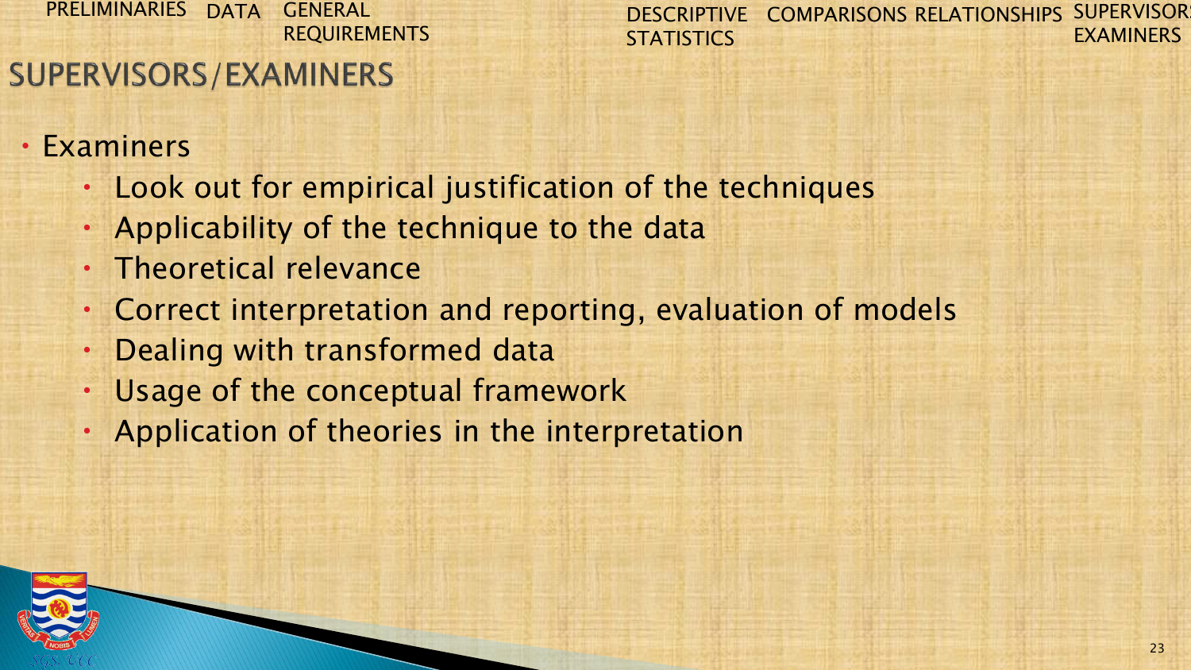## SUPERVISORS/EXAMINERS

- Examiners
  - Look out for empirical justification of the techniques
  - Applicability of the technique to the data
  - Theoretical relevance
  - Correct interpretation and reporting, evaluation of models
  - Dealing with transformed data
  - Usage of the conceptual framework
  - Application of theories in the interpretation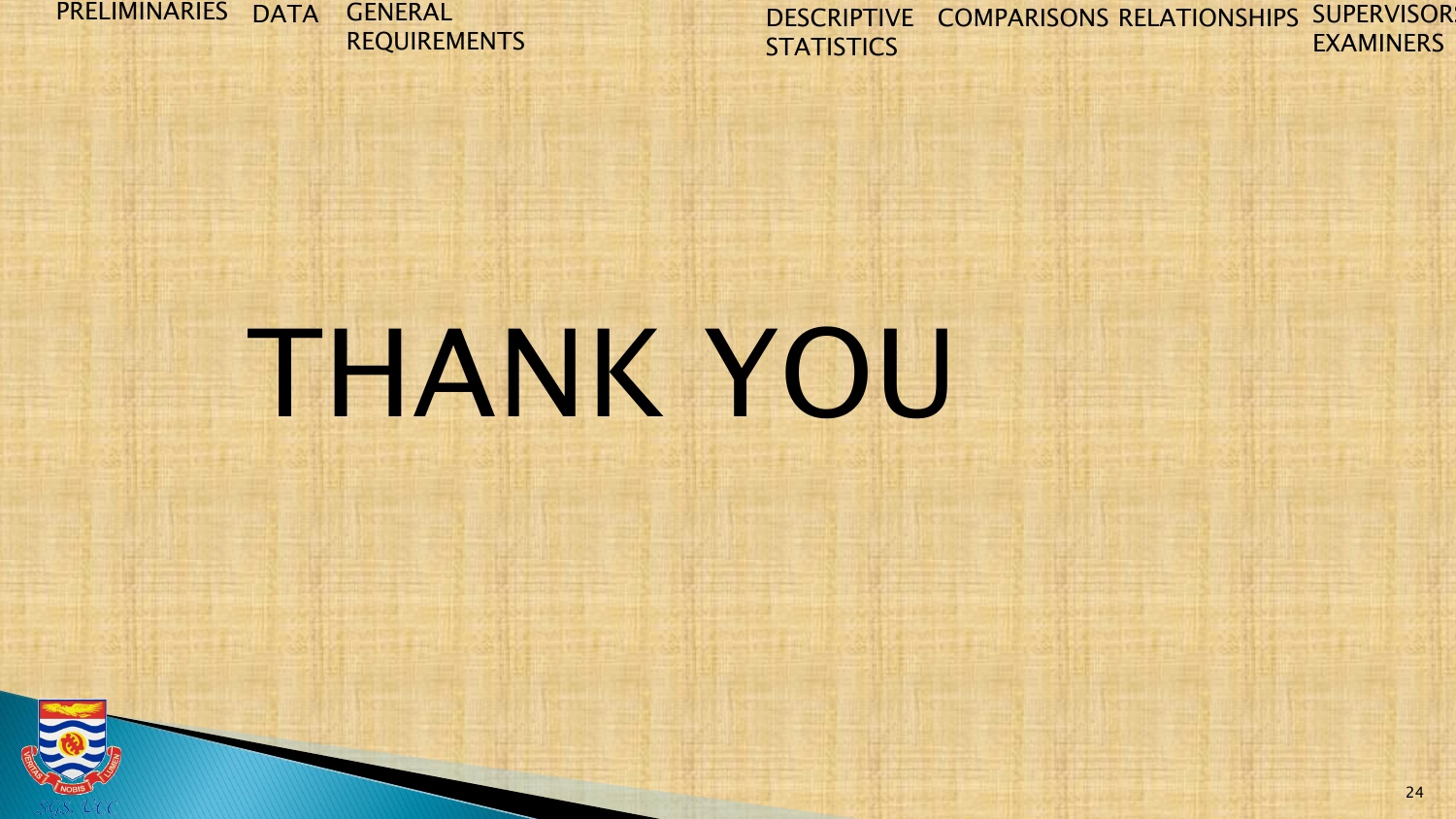# THANK YOU